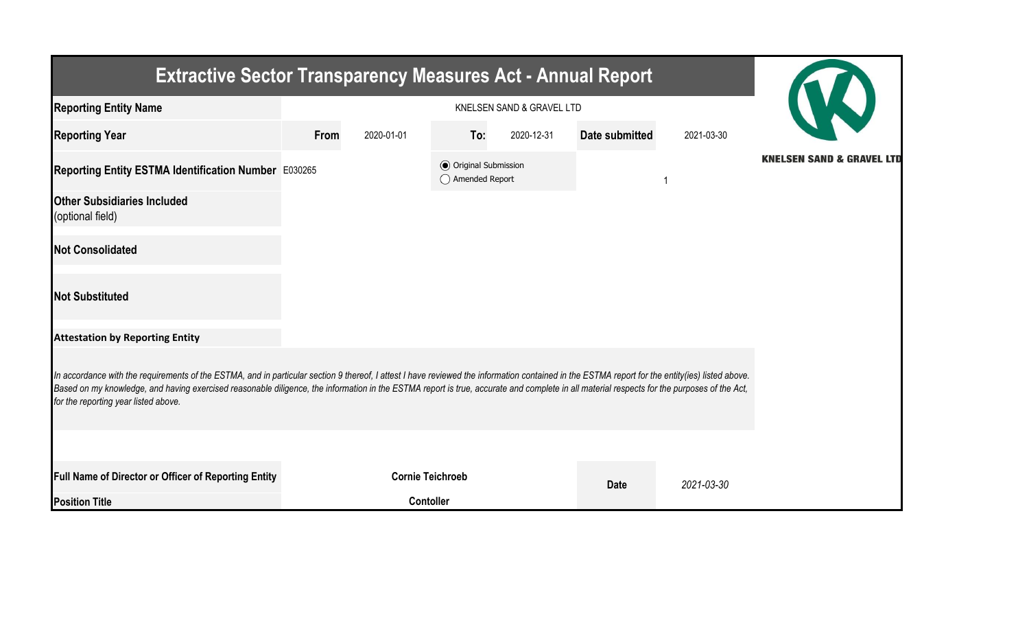# Extractive Sector Transparency Measures Act - Annual Report

KNELSEN SAND & GRAVEL LTD

| | | | | | | |
|---|---|---|---|---|---|---|
| **Reporting Entity Name** | KNELSEN SAND & GRAVEL LTD | | | | | |
| **Reporting Year** | **From** | 2020-01-01 | **To:** | 2020-12-31 | **Date submitted** | 2021-03-30 |
| **Reporting Entity ESTMA Identification Number** | E030265 | | ◉ Original Submission ◯ Amended Report | | | 1 |
| **Other Subsidiaries Included** (optional field) | | | | | | |
| **Not Consolidated** | | | | | | |
| **Not Substituted** | | | | | | |

**Attestation by Reporting Entity**

*In accordance with the requirements of the ESTMA, and in particular section 9 thereof, I attest I have reviewed the information contained in the ESTMA report for the entity(ies) listed above. Based on my knowledge, and having exercised reasonable diligence, the information in the ESTMA report is true, accurate and complete in all material respects for the purposes of the Act, for the reporting year listed above.*

| | | | |
|---|---|---|---|
| **Full Name of Director or Officer of Reporting Entity** | **Cornie Teichroeb** | **Date** | *2021-03-30* |
| **Position Title** | **Contoller** | | |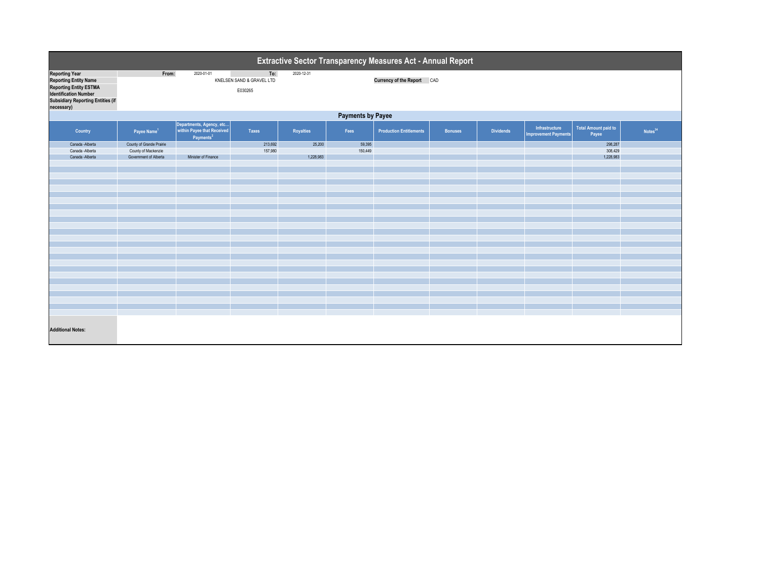# Extractive Sector Transparency Measures Act - Annual Report

| | | | | |
|---|---|---|---|---|
| **Reporting Year** | From: | 2020-01-01 | To: | 2020-12-31 |
| **Reporting Entity Name** | KNELSEN SAND & GRAVEL LTD | | **Currency of the Report** | CAD |
| **Reporting Entity ESTMA Identification Number** | E030265 | | | |
| **Subsidiary Reporting Entities (if necessary)** | | | | |

## Payments by Payee

| Country | Payee Name[1] | Departments, Agency, etc... within Payee that Received Payments[2] | Taxes | Royalties | Fees | Production Entitlements | Bonuses | Dividends | Infrastructure Improvement Payments | Total Amount paid to Payee | Notes[34] |
|---|---|---|---|---|---|---|---|---|---|---|---|
| Canada -Alberta | County of Grande Prairie | | 213,692 | 25,200 | 59,395 | | | | | 298,287 | |
| Canada -Alberta | County of Mackenzie | | 157,980 | | 150,449 | | | | | 308,429 | |
| Canada -Alberta | Government of Alberta | Minister of Finance | | 1,228,983 | | | | | | 1,228,983 | |

**Additional Notes:**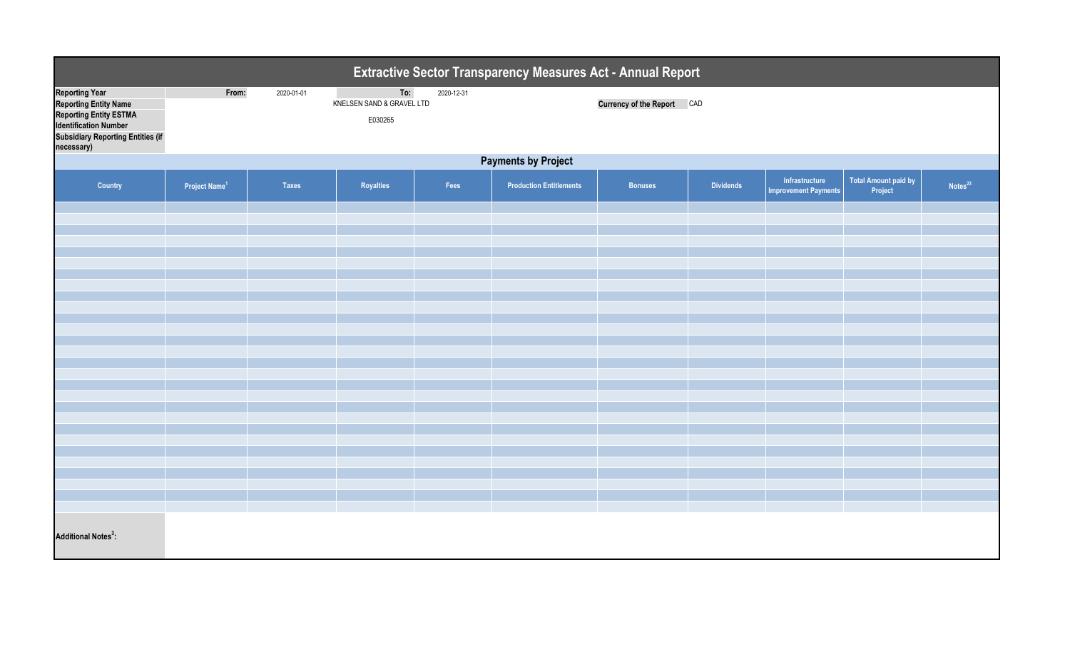# Extractive Sector Transparency Measures Act - Annual Report

| | | | |
|---|---|---|---|
| **Reporting Year** | **From:** 2020-01-01 | **To:** 2020-12-31 | |
| **Reporting Entity Name** | KNELSEN SAND & GRAVEL LTD | | **Currency of the Report** CAD |
| **Reporting Entity ESTMA Identification Number** | E030265 | | |
| **Subsidiary Reporting Entities (if necessary)** | | | |

## Payments by Project

| Country | Project Name[1] | Taxes | Royalties | Fees | Production Entitlements | Bonuses | Dividends | Infrastructure Improvement Payments | Total Amount paid by Project | Notes[23] |
|---|---|---|---|---|---|---|---|---|---|---|
| | | | | | | | | | | |

**Additional Notes[3]:**